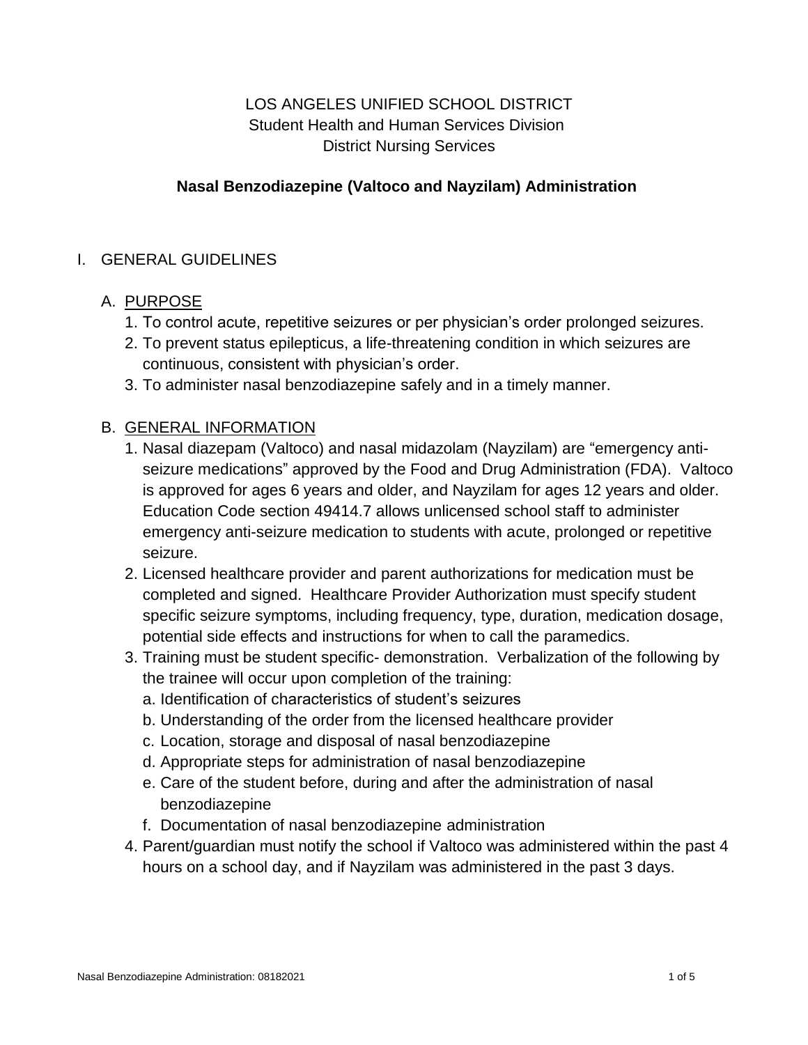LOS ANGELES UNIFIED SCHOOL DISTRICT
Student Health and Human Services Division
District Nursing Services

# Nasal Benzodiazepine (Valtoco and Nayzilam) Administration

## I. GENERAL GUIDELINES

### A. PURPOSE

1. To control acute, repetitive seizures or per physician's order prolonged seizures.
2. To prevent status epilepticus, a life-threatening condition in which seizures are continuous, consistent with physician's order.
3. To administer nasal benzodiazepine safely and in a timely manner.

### B. GENERAL INFORMATION

1. Nasal diazepam (Valtoco) and nasal midazolam (Nayzilam) are "emergency anti-seizure medications" approved by the Food and Drug Administration (FDA). Valtoco is approved for ages 6 years and older, and Nayzilam for ages 12 years and older. Education Code section 49414.7 allows unlicensed school staff to administer emergency anti-seizure medication to students with acute, prolonged or repetitive seizure.
2. Licensed healthcare provider and parent authorizations for medication must be completed and signed. Healthcare Provider Authorization must specify student specific seizure symptoms, including frequency, type, duration, medication dosage, potential side effects and instructions for when to call the paramedics.
3. Training must be student specific- demonstration. Verbalization of the following by the trainee will occur upon completion of the training:
   a. Identification of characteristics of student's seizures
   b. Understanding of the order from the licensed healthcare provider
   c. Location, storage and disposal of nasal benzodiazepine
   d. Appropriate steps for administration of nasal benzodiazepine
   e. Care of the student before, during and after the administration of nasal benzodiazepine
   f. Documentation of nasal benzodiazepine administration
4. Parent/guardian must notify the school if Valtoco was administered within the past 4 hours on a school day, and if Nayzilam was administered in the past 3 days.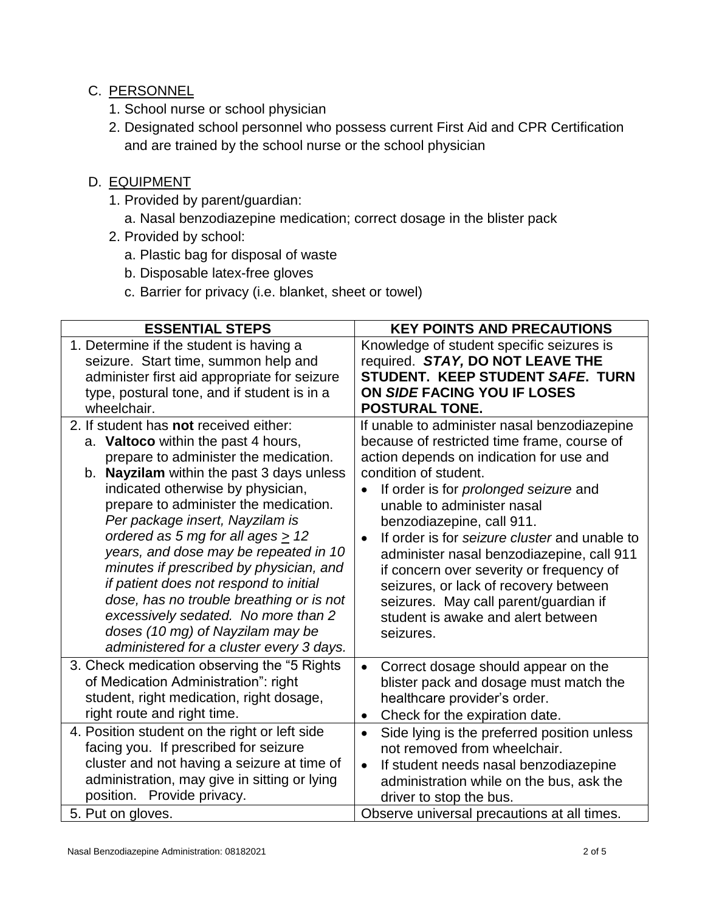C. PERSONNEL

1. School nurse or school physician
2. Designated school personnel who possess current First Aid and CPR Certification and are trained by the school nurse or the school physician

D. EQUIPMENT

1. Provided by parent/guardian:
   a. Nasal benzodiazepine medication; correct dosage in the blister pack
2. Provided by school:
   a. Plastic bag for disposal of waste
   b. Disposable latex-free gloves
   c. Barrier for privacy (i.e. blanket, sheet or towel)

| ESSENTIAL STEPS | KEY POINTS AND PRECAUTIONS |
|---|---|
| 1. Determine if the student is having a seizure. Start time, summon help and administer first aid appropriate for seizure type, postural tone, and if student is in a wheelchair. | Knowledge of student specific seizures is required. ***STAY,* DO NOT LEAVE THE STUDENT. KEEP STUDENT *SAFE*. TURN ON *SIDE* FACING YOU IF LOSES POSTURAL TONE.** |
| 2. If student has **not** received either:<br>a. **Valtoco** within the past 4 hours, prepare to administer the medication.<br>b. **Nayzilam** within the past 3 days unless indicated otherwise by physician, prepare to administer the medication. *Per package insert, Nayzilam is ordered as 5 mg for all ages ≥ 12 years, and dose may be repeated in 10 minutes if prescribed by physician, and if patient does not respond to initial dose, has no trouble breathing or is not excessively sedated. No more than 2 doses (10 mg) of Nayzilam may be administered for a cluster every 3 days.* | If unable to administer nasal benzodiazepine because of restricted time frame, course of action depends on indication for use and condition of student.<br>• If order is for *prolonged seizure* and unable to administer nasal benzodiazepine, call 911.<br>• If order is for *seizure cluster* and unable to administer nasal benzodiazepine, call 911 if concern over severity or frequency of seizures, or lack of recovery between seizures. May call parent/guardian if student is awake and alert between seizures. |
| 3. Check medication observing the "5 Rights of Medication Administration": right student, right medication, right dosage, right route and right time. | • Correct dosage should appear on the blister pack and dosage must match the healthcare provider's order.<br>• Check for the expiration date. |
| 4. Position student on the right or left side facing you. If prescribed for seizure cluster and not having a seizure at time of administration, may give in sitting or lying position. Provide privacy. | • Side lying is the preferred position unless not removed from wheelchair.<br>• If student needs nasal benzodiazepine administration while on the bus, ask the driver to stop the bus. |
| 5. Put on gloves. | Observe universal precautions at all times. |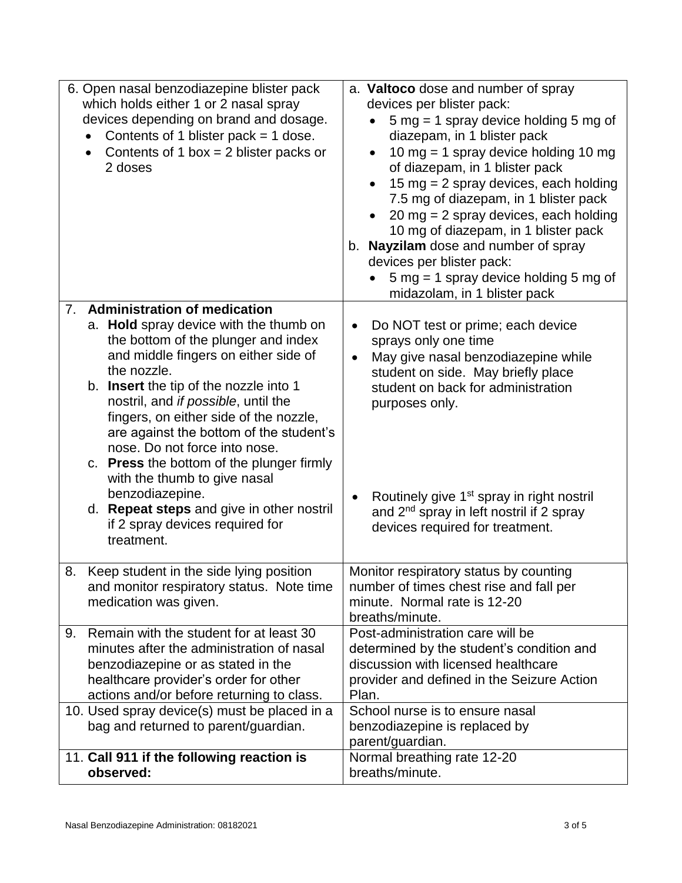| | |
|---|---|
| 6. Open nasal benzodiazepine blister pack which holds either 1 or 2 nasal spray devices depending on brand and dosage.<br>• Contents of 1 blister pack = 1 dose.<br>• Contents of 1 box = 2 blister packs or 2 doses | a. **Valtoco** dose and number of spray devices per blister pack:<br>• 5 mg = 1 spray device holding 5 mg of diazepam, in 1 blister pack<br>• 10 mg = 1 spray device holding 10 mg of diazepam, in 1 blister pack<br>• 15 mg = 2 spray devices, each holding 7.5 mg of diazepam, in 1 blister pack<br>• 20 mg = 2 spray devices, each holding 10 mg of diazepam, in 1 blister pack<br>b. **Nayzilam** dose and number of spray devices per blister pack:<br>• 5 mg = 1 spray device holding 5 mg of midazolam, in 1 blister pack |
| 7. **Administration of medication**<br>a. **Hold** spray device with the thumb on the bottom of the plunger and index and middle fingers on either side of the nozzle.<br>b. **Insert** the tip of the nozzle into 1 nostril, and *if possible*, until the fingers, on either side of the nozzle, are against the bottom of the student's nose. Do not force into nose.<br>c. **Press** the bottom of the plunger firmly with the thumb to give nasal benzodiazepine.<br>d. **Repeat steps** and give in other nostril if 2 spray devices required for treatment. | • Do NOT test or prime; each device sprays only one time<br>• May give nasal benzodiazepine while student on side. May briefly place student on back for administration purposes only.<br>• Routinely give 1st spray in right nostril and 2nd spray in left nostril if 2 spray devices required for treatment. |
| 8. Keep student in the side lying position and monitor respiratory status. Note time medication was given. | Monitor respiratory status by counting number of times chest rise and fall per minute. Normal rate is 12-20 breaths/minute. |
| 9. Remain with the student for at least 30 minutes after the administration of nasal benzodiazepine or as stated in the healthcare provider's order for other actions and/or before returning to class. | Post-administration care will be determined by the student's condition and discussion with licensed healthcare provider and defined in the Seizure Action Plan. |
| 10. Used spray device(s) must be placed in a bag and returned to parent/guardian. | School nurse is to ensure nasal benzodiazepine is replaced by parent/guardian. |
| 11. **Call 911 if the following reaction is observed:** | Normal breathing rate 12-20 breaths/minute. |

Nasal Benzodiazepine Administration: 08182021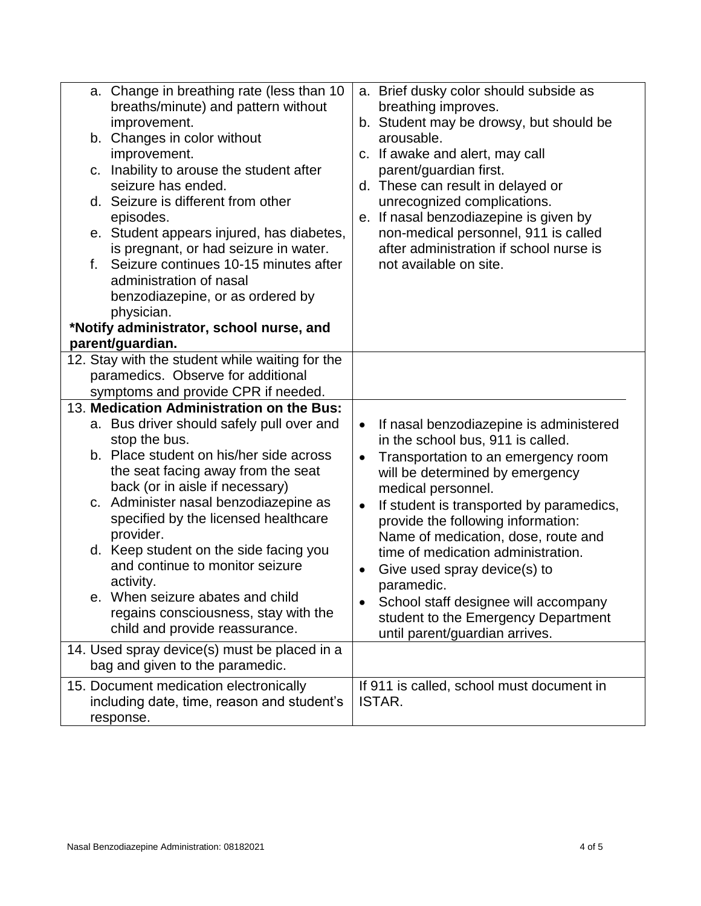| | |
|---|---|
| a. Change in breathing rate (less than 10 breaths/minute) and pattern without improvement.<br>b. Changes in color without improvement.<br>c. Inability to arouse the student after seizure has ended.<br>d. Seizure is different from other episodes.<br>e. Student appears injured, has diabetes, is pregnant, or had seizure in water.<br>f. Seizure continues 10-15 minutes after administration of nasal benzodiazepine, or as ordered by physician.<br>**\*Notify administrator, school nurse, and parent/guardian.** | a. Brief dusky color should subside as breathing improves.<br>b. Student may be drowsy, but should be arousable.<br>c. If awake and alert, may call parent/guardian first.<br>d. These can result in delayed or unrecognized complications.<br>e. If nasal benzodiazepine is given by non-medical personnel, 911 is called after administration if school nurse is not available on site. |
| 12. Stay with the student while waiting for the paramedics. Observe for additional symptoms and provide CPR if needed. | |
| 13. **Medication Administration on the Bus:**<br>a. Bus driver should safely pull over and stop the bus.<br>b. Place student on his/her side across the seat facing away from the seat back (or in aisle if necessary)<br>c. Administer nasal benzodiazepine as specified by the licensed healthcare provider.<br>d. Keep student on the side facing you and continue to monitor seizure activity.<br>e. When seizure abates and child regains consciousness, stay with the child and provide reassurance. | • If nasal benzodiazepine is administered in the school bus, 911 is called.<br>• Transportation to an emergency room will be determined by emergency medical personnel.<br>• If student is transported by paramedics, provide the following information: Name of medication, dose, route and time of medication administration.<br>• Give used spray device(s) to paramedic.<br>• School staff designee will accompany student to the Emergency Department until parent/guardian arrives. |
| 14. Used spray device(s) must be placed in a bag and given to the paramedic. | |
| 15. Document medication electronically including date, time, reason and student's response. | If 911 is called, school must document in ISTAR. |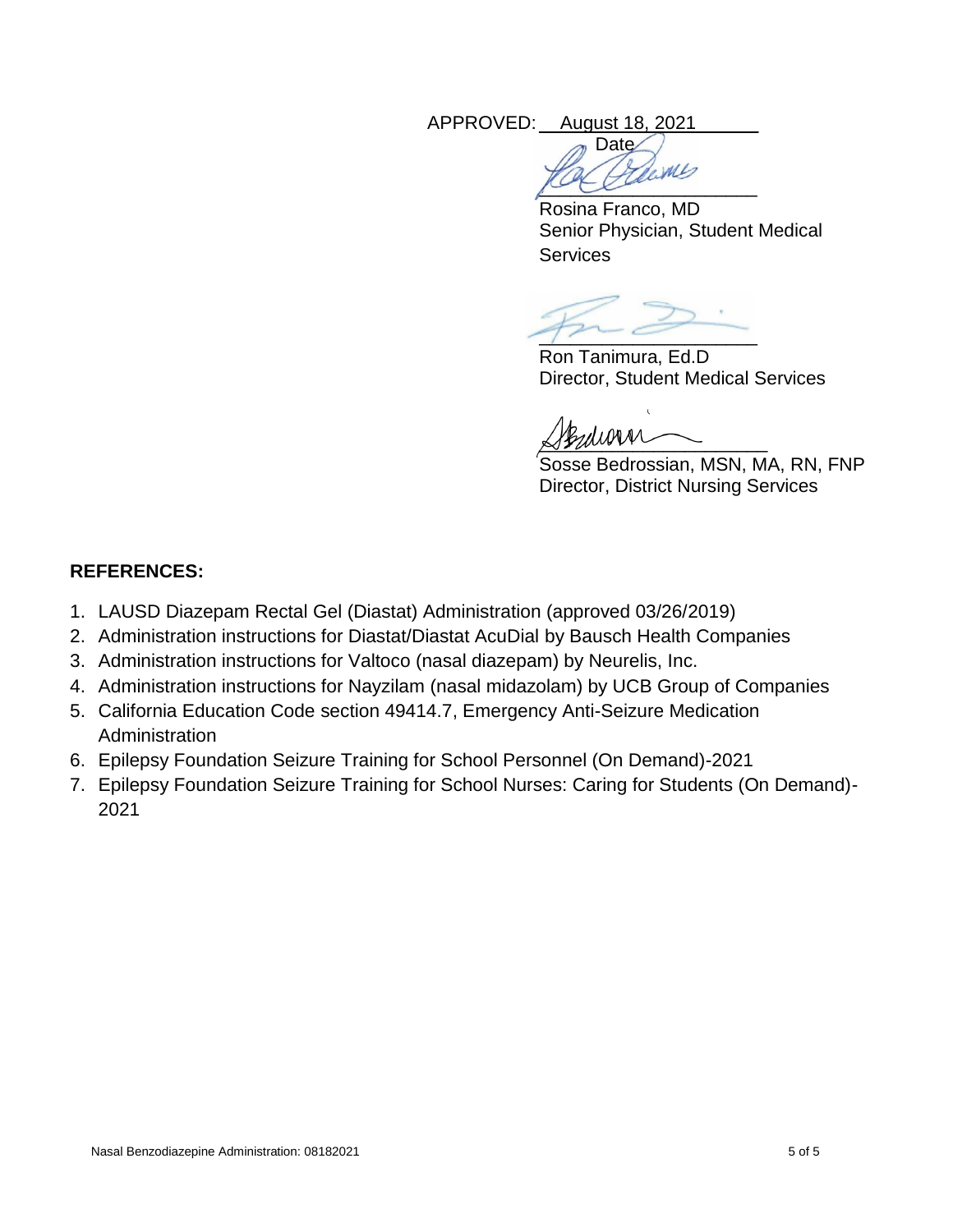APPROVED: August 18, 2021

Date

Rosina Franco, MD
Senior Physician, Student Medical Services

Ron Tanimura, Ed.D
Director, Student Medical Services

Sosse Bedrossian, MSN, MA, RN, FNP
Director, District Nursing Services

## REFERENCES:

1. LAUSD Diazepam Rectal Gel (Diastat) Administration (approved 03/26/2019)
2. Administration instructions for Diastat/Diastat AcuDial by Bausch Health Companies
3. Administration instructions for Valtoco (nasal diazepam) by Neurelis, Inc.
4. Administration instructions for Nayzilam (nasal midazolam) by UCB Group of Companies
5. California Education Code section 49414.7, Emergency Anti-Seizure Medication Administration
6. Epilepsy Foundation Seizure Training for School Personnel (On Demand)-2021
7. Epilepsy Foundation Seizure Training for School Nurses: Caring for Students (On Demand)-2021